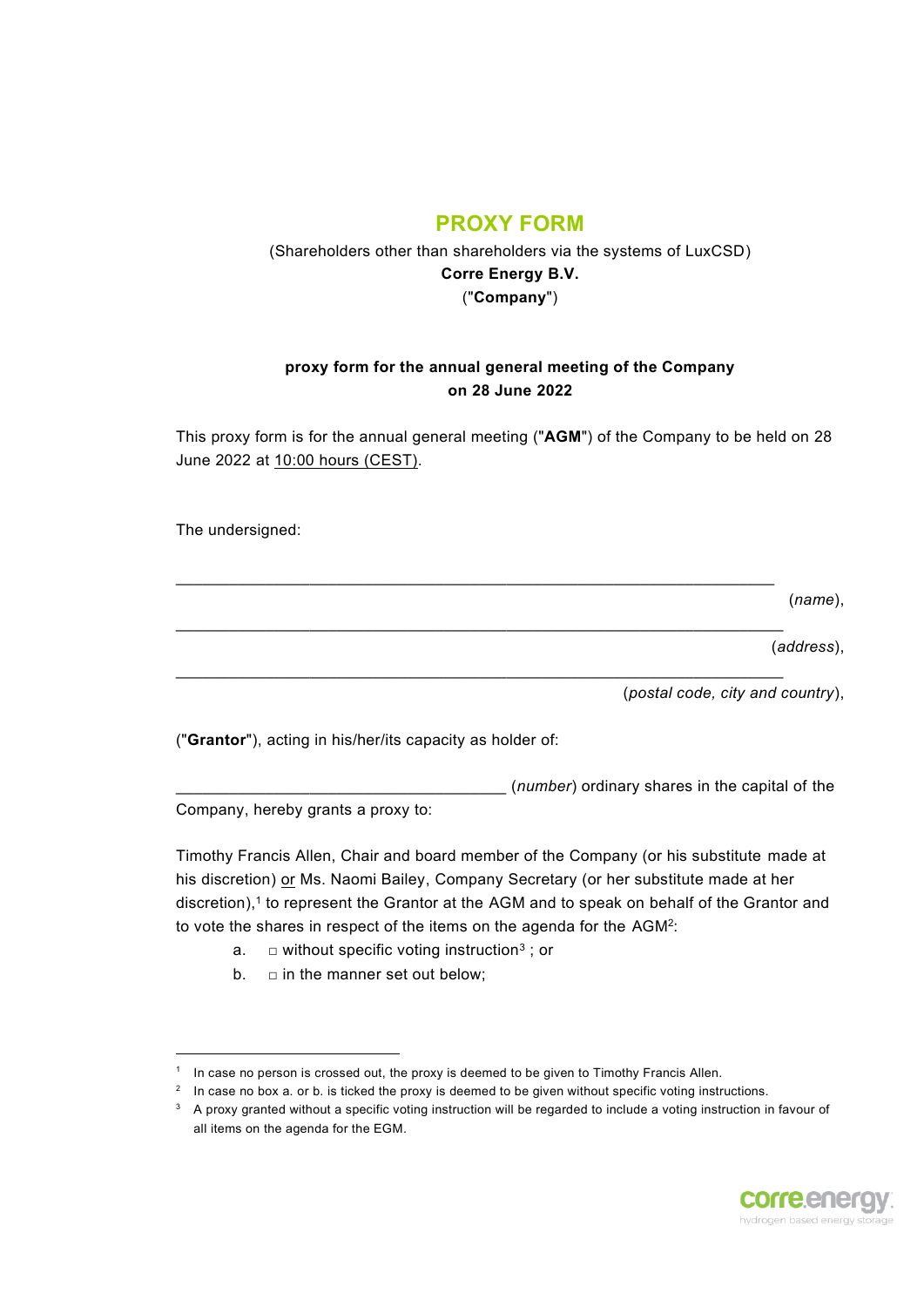# PROXY FORM

(Shareholders other than shareholders via the systems of LuxCSD)
**Corre Energy B.V.**
("**Company**")

**proxy form for the annual general meeting of the Company on 28 June 2022**

This proxy form is for the annual general meeting ("**AGM**") of the Company to be held on 28 June 2022 at 10:00 hours (CEST).

The undersigned:

______________________________________________________________ (*name*),

______________________________________________________________ (*address*),

______________________________________________________________ (*postal code, city and country*),

("**Grantor**"), acting in his/her/its capacity as holder of:

__________________________________ (*number*) ordinary shares in the capital of the Company, hereby grants a proxy to:

Timothy Francis Allen, Chair and board member of the Company (or his substitute made at his discretion) or Ms. Naomi Bailey, Company Secretary (or her substitute made at her discretion),[1] to represent the Grantor at the AGM and to speak on behalf of the Grantor and to vote the shares in respect of the items on the agenda for the AGM[2]:

a. □ without specific voting instruction[3] ; or
b. □ in the manner set out below;

---

[1] In case no person is crossed out, the proxy is deemed to be given to Timothy Francis Allen.
[2] In case no box a. or b. is ticked the proxy is deemed to be given without specific voting instructions.
[3] A proxy granted without a specific voting instruction will be regarded to include a voting instruction in favour of all items on the agenda for the EGM.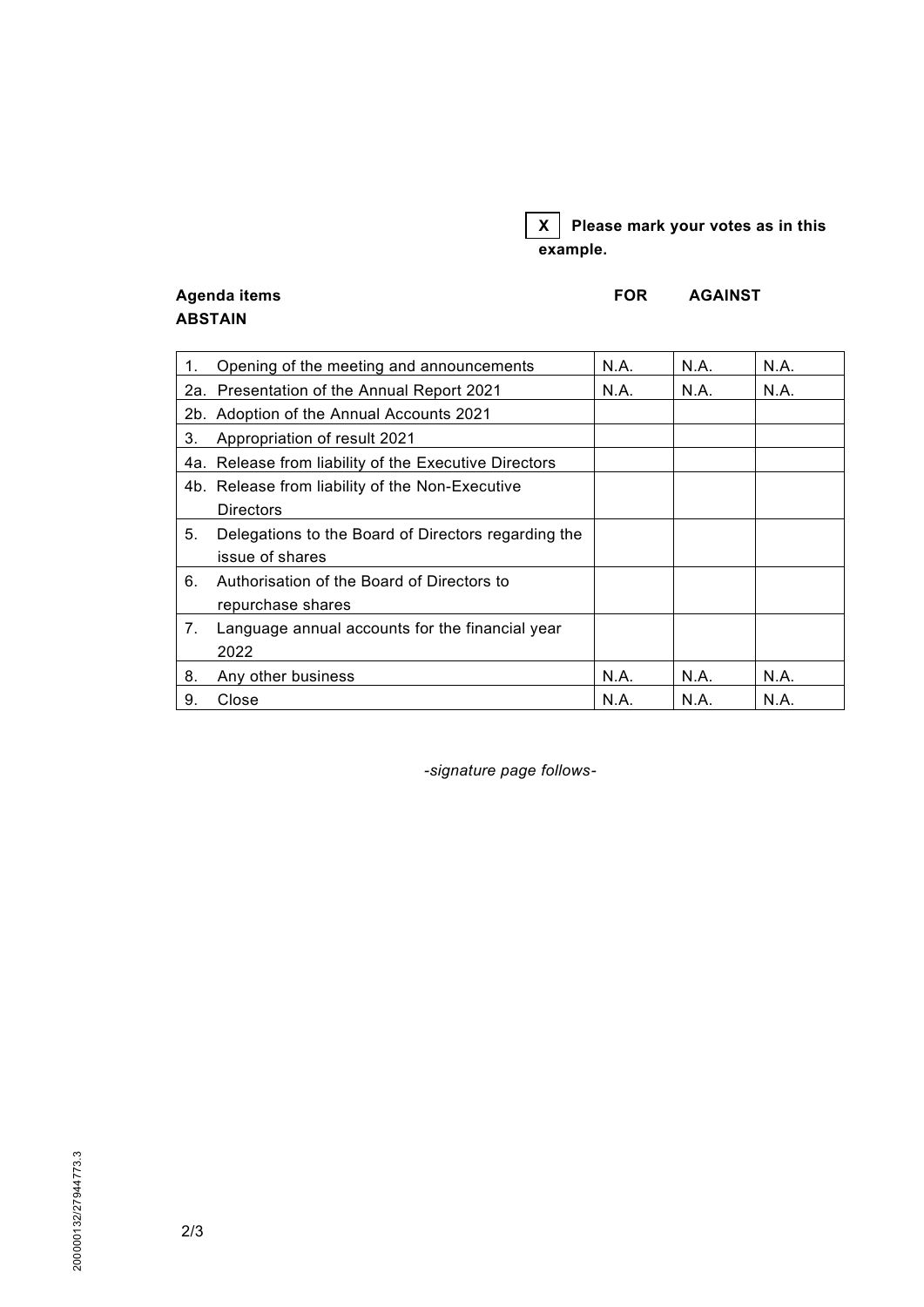**[X]** **Please mark your votes as in this example.**

| Agenda items | FOR | AGAINST | ABSTAIN |
|---|---|---|---|
| 1. Opening of the meeting and announcements | N.A. | N.A. | N.A. |
| 2a. Presentation of the Annual Report 2021 | N.A. | N.A. | N.A. |
| 2b. Adoption of the Annual Accounts 2021 | | | |
| 3. Appropriation of result 2021 | | | |
| 4a. Release from liability of the Executive Directors | | | |
| 4b. Release from liability of the Non-Executive Directors | | | |
| 5. Delegations to the Board of Directors regarding the issue of shares | | | |
| 6. Authorisation of the Board of Directors to repurchase shares | | | |
| 7. Language annual accounts for the financial year 2022 | | | |
| 8. Any other business | N.A. | N.A. | N.A. |
| 9. Close | N.A. | N.A. | N.A. |

*-signature page follows-*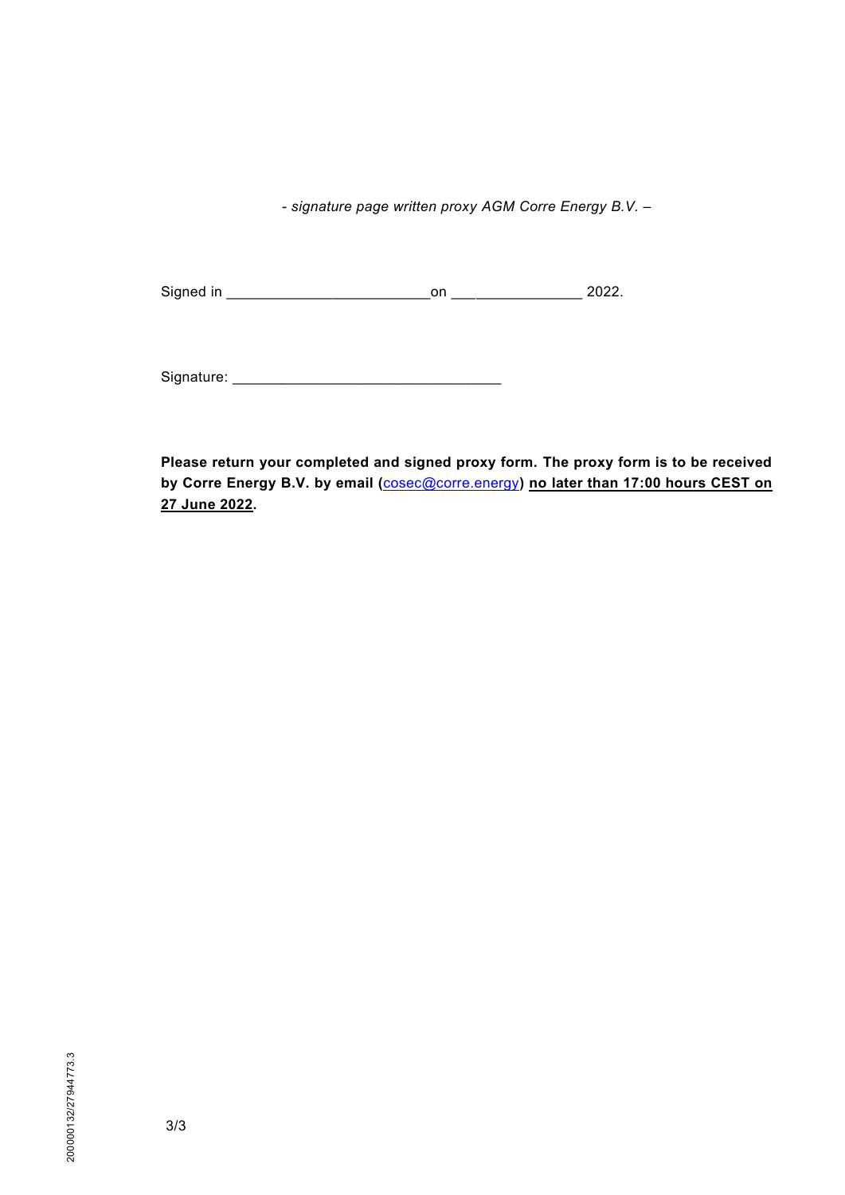*- signature page written proxy AGM Corre Energy B.V. –*

Signed in _________________________on ________________ 2022.

Signature: _________________________________

**Please return your completed and signed proxy form. The proxy form is to be received by Corre Energy B.V. by email (cosec@corre.energy) no later than 17:00 hours CEST on 27 June 2022.**